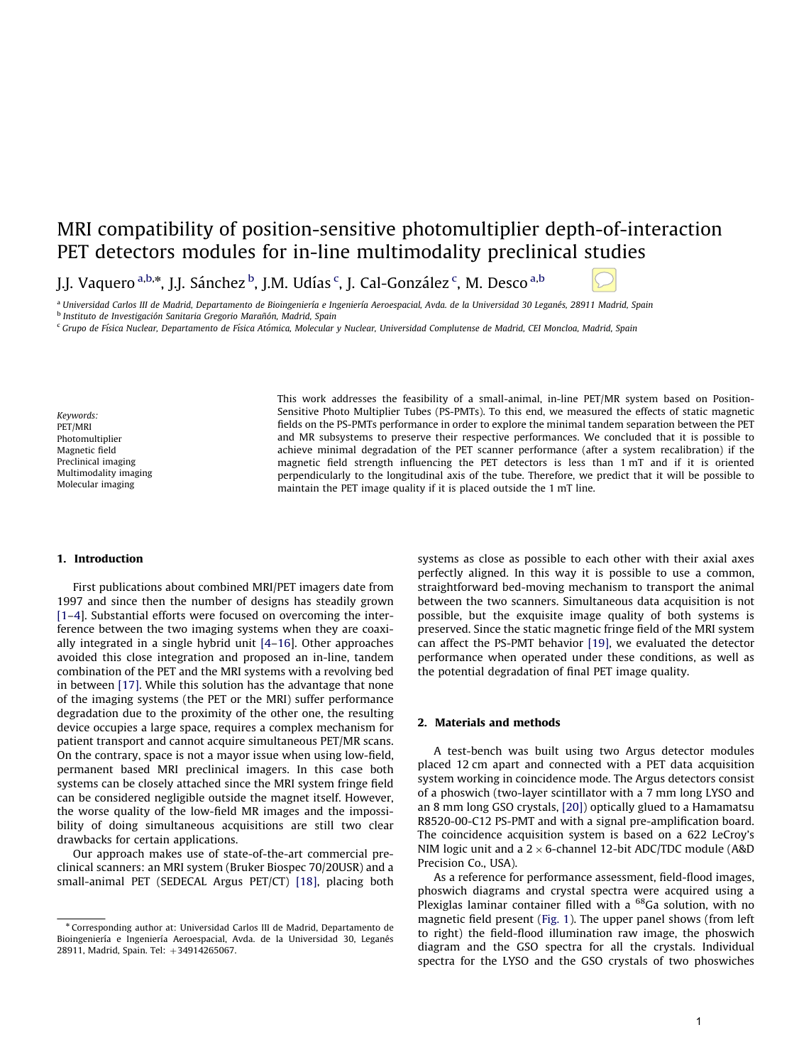# MRI compatibility of position-sensitive photomultiplier depth-of-interaction PET detectors modules for in-line multimodality preclinical studies

J.J. Vaquero [a,b,*], J.J. Sánchez [b], J.M. Udías [c], J. Cal-González [c], M. Desco [a,b]

[a] Universidad Carlos III de Madrid, Departamento de Bioingeniería e Ingeniería Aeroespacial, Avda. de la Universidad 30 Leganés, 28911 Madrid, Spain
[b] Instituto de Investigación Sanitaria Gregorio Marañón, Madrid, Spain
[c] Grupo de Física Nuclear, Departamento de Física Atómica, Molecular y Nuclear, Universidad Complutense de Madrid, CEI Moncloa, Madrid, Spain

*Keywords:*
PET/MRI
Photomultiplier
Magnetic field
Preclinical imaging
Multimodality imaging
Molecular imaging

This work addresses the feasibility of a small-animal, in-line PET/MR system based on Position-Sensitive Photo Multiplier Tubes (PS-PMTs). To this end, we measured the effects of static magnetic fields on the PS-PMTs performance in order to explore the minimal tandem separation between the PET and MR subsystems to preserve their respective performances. We concluded that it is possible to achieve minimal degradation of the PET scanner performance (after a system recalibration) if the magnetic field strength influencing the PET detectors is less than 1 mT and if it is oriented perpendicularly to the longitudinal axis of the tube. Therefore, we predict that it will be possible to maintain the PET image quality if it is placed outside the 1 mT line.

## 1. Introduction

First publications about combined MRI/PET imagers date from 1997 and since then the number of designs has steadily grown [1–4]. Substantial efforts were focused on overcoming the interference between the two imaging systems when they are coaxially integrated in a single hybrid unit [4–16]. Other approaches avoided this close integration and proposed an in-line, tandem combination of the PET and the MRI systems with a revolving bed in between [17]. While this solution has the advantage that none of the imaging systems (the PET or the MRI) suffer performance degradation due to the proximity of the other one, the resulting device occupies a large space, requires a complex mechanism for patient transport and cannot acquire simultaneous PET/MR scans. On the contrary, space is not a mayor issue when using low-field, permanent based MRI preclinical imagers. In this case both systems can be closely attached since the MRI system fringe field can be considered negligible outside the magnet itself. However, the worse quality of the low-field MR images and the impossibility of doing simultaneous acquisitions are still two clear drawbacks for certain applications.

Our approach makes use of state-of-the-art commercial preclinical scanners: an MRI system (Bruker Biospec 70/20USR) and a small-animal PET (SEDECAL Argus PET/CT) [18], placing both systems as close as possible to each other with their axial axes perfectly aligned. In this way it is possible to use a common, straightforward bed-moving mechanism to transport the animal between the two scanners. Simultaneous data acquisition is not possible, but the exquisite image quality of both systems is preserved. Since the static magnetic fringe field of the MRI system can affect the PS-PMT behavior [19], we evaluated the detector performance when operated under these conditions, as well as the potential degradation of final PET image quality.

## 2. Materials and methods

A test-bench was built using two Argus detector modules placed 12 cm apart and connected with a PET data acquisition system working in coincidence mode. The Argus detectors consist of a phoswich (two-layer scintillator with a 7 mm long LYSO and an 8 mm long GSO crystals, [20]) optically glued to a Hamamatsu R8520-00-C12 PS-PMT and with a signal pre-amplification board. The coincidence acquisition system is based on a 622 LeCroy's NIM logic unit and a $2 \times 6$-channel 12-bit ADC/TDC module (A&D Precision Co., USA).

As a reference for performance assessment, field-flood images, phoswich diagrams and crystal spectra were acquired using a Plexiglas laminar container filled with a $^{68}$Ga solution, with no magnetic field present (Fig. 1). The upper panel shows (from left to right) the field-flood illumination raw image, the phoswich diagram and the GSO spectra for all the crystals. Individual spectra for the LYSO and the GSO crystals of two phoswiches

* Corresponding author at: Universidad Carlos III de Madrid, Departamento de Bioingeniería e Ingeniería Aeroespacial, Avda. de la Universidad 30, Leganés 28911, Madrid, Spain. Tel: +34914265067.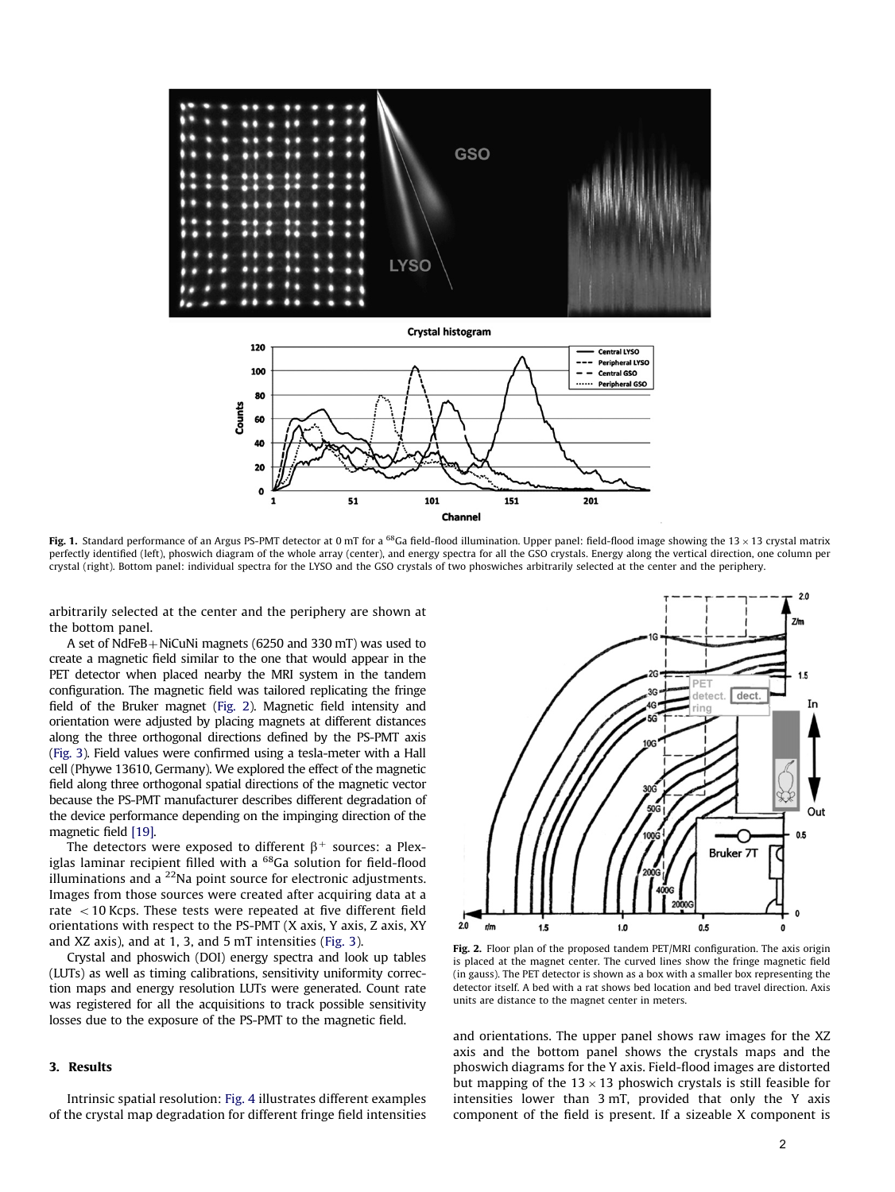**Fig. 1.** Standard performance of an Argus PS-PMT detector at 0 mT for a $^{68}$Ga field-flood illumination. Upper panel: field-flood image showing the $13 \times 13$ crystal matrix perfectly identified (left), phoswich diagram of the whole array (center), and energy spectra for all the GSO crystals. Energy along the vertical direction, one column per crystal (right). Bottom panel: individual spectra for the LYSO and the GSO crystals of two phoswiches arbitrarily selected at the center and the periphery.

arbitrarily selected at the center and the periphery are shown at the bottom panel.

A set of NdFeB+NiCuNi magnets (6250 and 330 mT) was used to create a magnetic field similar to the one that would appear in the PET detector when placed nearby the MRI system in the tandem configuration. The magnetic field was tailored replicating the fringe field of the Bruker magnet (Fig. 2). Magnetic field intensity and orientation were adjusted by placing magnets at different distances along the three orthogonal directions defined by the PS-PMT axis (Fig. 3). Field values were confirmed using a tesla-meter with a Hall cell (Phywe 13610, Germany). We explored the effect of the magnetic field along three orthogonal spatial directions of the magnetic vector because the PS-PMT manufacturer describes different degradation of the device performance depending on the impinging direction of the magnetic field [19].

The detectors were exposed to different $\beta^+$ sources: a Plexiglas laminar recipient filled with a $^{68}$Ga solution for field-flood illuminations and a $^{22}$Na point source for electronic adjustments. Images from those sources were created after acquiring data at a rate $<10$ Kcps. These tests were repeated at five different field orientations with respect to the PS-PMT (X axis, Y axis, Z axis, XY and XZ axis), and at 1, 3, and 5 mT intensities (Fig. 3).

Crystal and phoswich (DOI) energy spectra and look up tables (LUTs) as well as timing calibrations, sensitivity uniformity correction maps and energy resolution LUTs were generated. Count rate was registered for all the acquisitions to track possible sensitivity losses due to the exposure of the PS-PMT to the magnetic field.

**Fig. 2.** Floor plan of the proposed tandem PET/MRI configuration. The axis origin is placed at the magnet center. The curved lines show the fringe magnetic field (in gauss). The PET detector is shown as a box with a smaller box representing the detector itself. A bed with a rat shows bed location and bed travel direction. Axis units are distance to the magnet center in meters.

## 3. Results

Intrinsic spatial resolution: Fig. 4 illustrates different examples of the crystal map degradation for different fringe field intensities and orientations. The upper panel shows raw images for the XZ axis and the bottom panel shows the crystals maps and the phoswich diagrams for the Y axis. Field-flood images are distorted but mapping of the $13 \times 13$ phoswich crystals is still feasible for intensities lower than 3 mT, provided that only the Y axis component of the field is present. If a sizeable X component is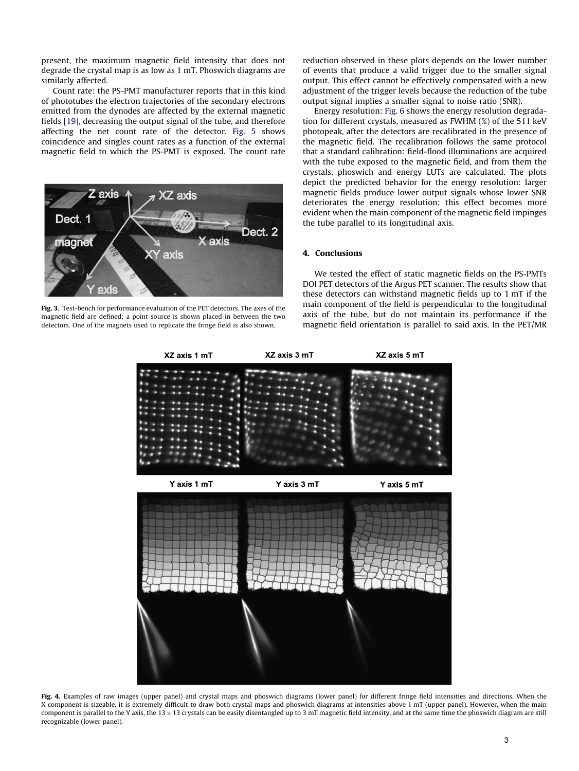present, the maximum magnetic field intensity that does not degrade the crystal map is as low as 1 mT. Phoswich diagrams are similarly affected.

Count rate: the PS-PMT manufacturer reports that in this kind of phototubes the electron trajectories of the secondary electrons emitted from the dynodes are affected by the external magnetic fields [19], decreasing the output signal of the tube, and therefore affecting the net count rate of the detector. Fig. 5 shows coincidence and singles count rates as a function of the external magnetic field to which the PS-PMT is exposed. The count rate reduction observed in these plots depends on the lower number of events that produce a valid trigger due to the smaller signal output. This effect cannot be effectively compensated with a new adjustment of the trigger levels because the reduction of the tube output signal implies a smaller signal to noise ratio (SNR).

Fig. 3. Test-bench for performance evaluation of the PET detectors. The axes of the magnetic field are defined; a point source is shown placed in between the two detectors. One of the magnets used to replicate the fringe field is also shown.

Energy resolution: Fig. 6 shows the energy resolution degradation for different crystals, measured as FWHM (%) of the 511 keV photopeak, after the detectors are recalibrated in the presence of the magnetic field. The recalibration follows the same protocol that a standard calibration: field-flood illuminations are acquired with the tube exposed to the magnetic field, and from them the crystals, phoswich and energy LUTs are calculated. The plots depict the predicted behavior for the energy resolution: larger magnetic fields produce lower output signals whose lower SNR deteriorates the energy resolution; this effect becomes more evident when the main component of the magnetic field impinges the tube parallel to its longitudinal axis.

## 4. Conclusions

We tested the effect of static magnetic fields on the PS-PMTs DOI PET detectors of the Argus PET scanner. The results show that these detectors can withstand magnetic fields up to 1 mT if the main component of the field is perpendicular to the longitudinal axis of the tube, but do not maintain its performance if the magnetic field orientation is parallel to said axis. In the PET/MR

Fig. 4. Examples of raw images (upper panel) and crystal maps and phoswich diagrams (lower panel) for different fringe field intensities and directions. When the X component is sizeable, it is extremely difficult to draw both crystal maps and phoswich diagrams at intensities above 1 mT (upper panel). However, when the main component is parallel to the Y axis, the 13 × 13 crystals can be easily disentangled up to 3 mT magnetic field intensity, and at the same time the phoswich diagram are still recognizable (lower panel).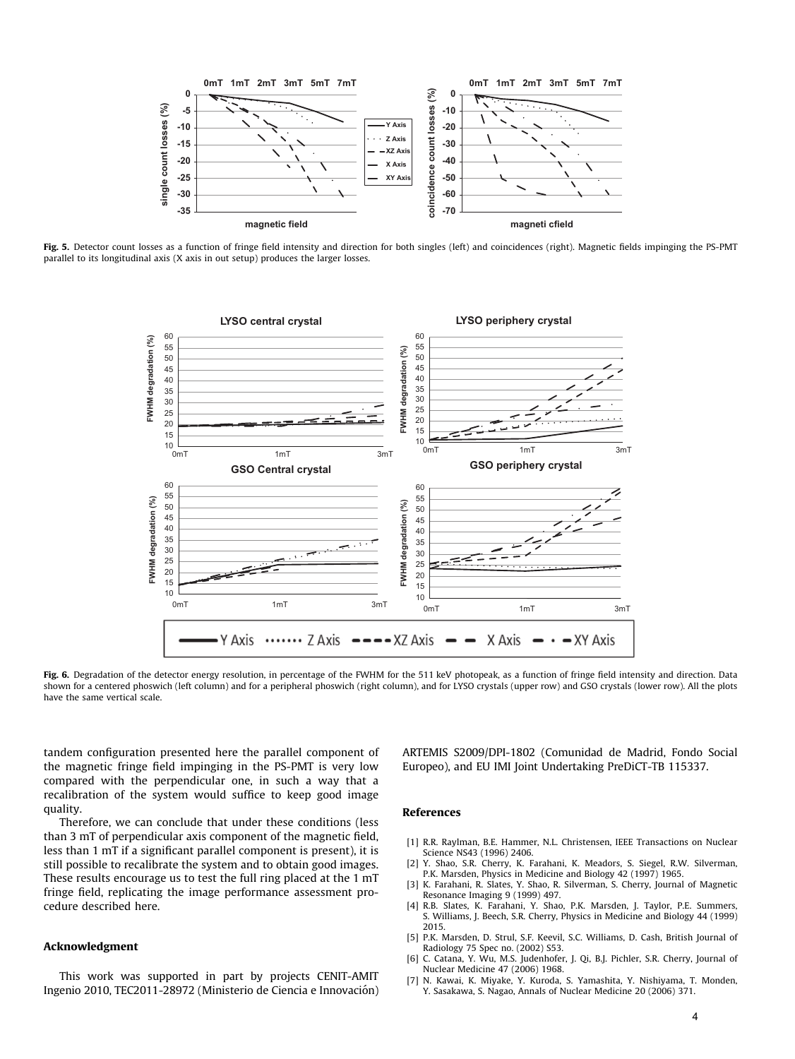**Fig. 5.** Detector count losses as a function of fringe field intensity and direction for both singles (left) and coincidences (right). Magnetic fields impinging the PS-PMT parallel to its longitudinal axis (X axis in out setup) produces the larger losses.

**Fig. 6.** Degradation of the detector energy resolution, in percentage of the FWHM for the 511 keV photopeak, as a function of fringe field intensity and direction. Data shown for a centered phoswich (left column) and for a peripheral phoswich (right column), and for LYSO crystals (upper row) and GSO crystals (lower row). All the plots have the same vertical scale.

tandem configuration presented here the parallel component of the magnetic fringe field impinging in the PS-PMT is very low compared with the perpendicular one, in such a way that a recalibration of the system would suffice to keep good image quality.

Therefore, we can conclude that under these conditions (less than 3 mT of perpendicular axis component of the magnetic field, less than 1 mT if a significant parallel component is present), it is still possible to recalibrate the system and to obtain good images. These results encourage us to test the full ring placed at the 1 mT fringe field, replicating the image performance assessment procedure described here.

## Acknowledgment

This work was supported in part by projects CENIT-AMIT Ingenio 2010, TEC2011-28972 (Ministerio de Ciencia e Innovación) ARTEMIS S2009/DPI-1802 (Comunidad de Madrid, Fondo Social Europeo), and EU IMI Joint Undertaking PreDiCT-TB 115337.

## References

[1] R.R. Raylman, B.E. Hammer, N.L. Christensen, IEEE Transactions on Nuclear Science NS43 (1996) 2406.
[2] Y. Shao, S.R. Cherry, K. Farahani, K. Meadors, S. Siegel, R.W. Silverman, P.K. Marsden, Physics in Medicine and Biology 42 (1997) 1965.
[3] K. Farahani, R. Slates, Y. Shao, R. Silverman, S. Cherry, Journal of Magnetic Resonance Imaging 9 (1999) 497.
[4] R.B. Slates, K. Farahani, Y. Shao, P.K. Marsden, J. Taylor, P.E. Summers, S. Williams, J. Beech, S.R. Cherry, Physics in Medicine and Biology 44 (1999) 2015.
[5] P.K. Marsden, D. Strul, S.F. Keevil, S.C. Williams, D. Cash, British Journal of Radiology 75 Spec no. (2002) S53.
[6] C. Catana, Y. Wu, M.S. Judenhofer, J. Qi, B.J. Pichler, S.R. Cherry, Journal of Nuclear Medicine 47 (2006) 1968.
[7] N. Kawai, K. Miyake, Y. Kuroda, S. Yamashita, Y. Nishiyama, T. Monden, Y. Sasakawa, S. Nagao, Annals of Nuclear Medicine 20 (2006) 371.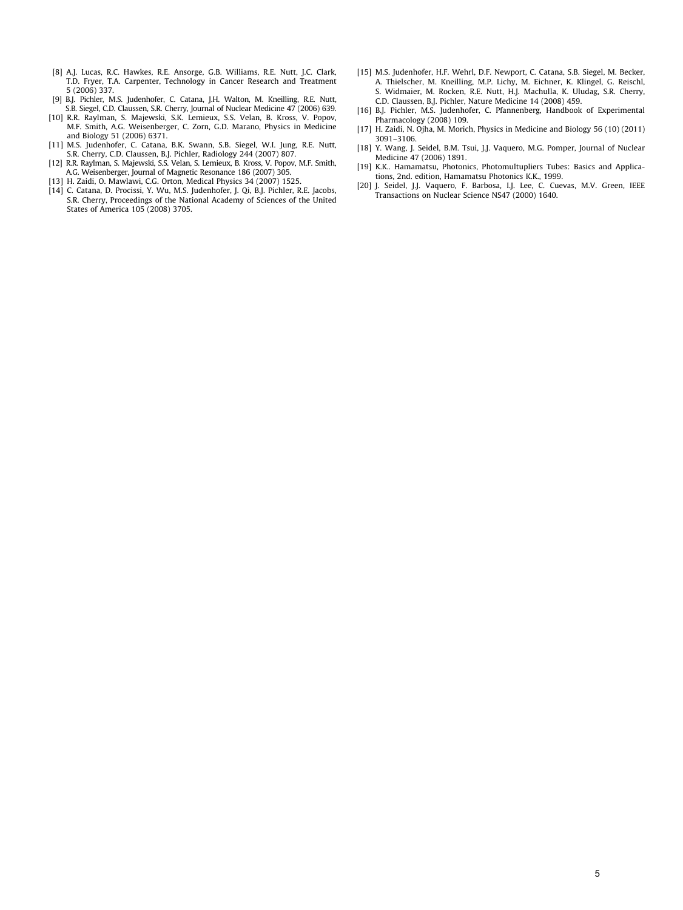[8] A.J. Lucas, R.C. Hawkes, R.E. Ansorge, G.B. Williams, R.E. Nutt, J.C. Clark, T.D. Fryer, T.A. Carpenter, Technology in Cancer Research and Treatment 5 (2006) 337.

[9] B.J. Pichler, M.S. Judenhofer, C. Catana, J.H. Walton, M. Kneilling, R.E. Nutt, S.B. Siegel, C.D. Claussen, S.R. Cherry, Journal of Nuclear Medicine 47 (2006) 639.

[10] R.R. Raylman, S. Majewski, S.K. Lemieux, S.S. Velan, B. Kross, V. Popov, M.F. Smith, A.G. Weisenberger, C. Zorn, G.D. Marano, Physics in Medicine and Biology 51 (2006) 6371.

[11] M.S. Judenhofer, C. Catana, B.K. Swann, S.B. Siegel, W.I. Jung, R.E. Nutt, S.R. Cherry, C.D. Claussen, B.J. Pichler, Radiology 244 (2007) 807.

[12] R.R. Raylman, S. Majewski, S.S. Velan, S. Lemieux, B. Kross, V. Popov, M.F. Smith, A.G. Weisenberger, Journal of Magnetic Resonance 186 (2007) 305.

[13] H. Zaidi, O. Mawlawi, C.G. Orton, Medical Physics 34 (2007) 1525.

[14] C. Catana, D. Procissi, Y. Wu, M.S. Judenhofer, J. Qi, B.J. Pichler, R.E. Jacobs, S.R. Cherry, Proceedings of the National Academy of Sciences of the United States of America 105 (2008) 3705.

[15] M.S. Judenhofer, H.F. Wehrl, D.F. Newport, C. Catana, S.B. Siegel, M. Becker, A. Thielscher, M. Kneilling, M.P. Lichy, M. Eichner, K. Klingel, G. Reischl, S. Widmaier, M. Rocken, R.E. Nutt, H.J. Machulla, K. Uludag, S.R. Cherry, C.D. Claussen, B.J. Pichler, Nature Medicine 14 (2008) 459.

[16] B.J. Pichler, M.S. Judenhofer, C. Pfannenberg, Handbook of Experimental Pharmacology (2008) 109.

[17] H. Zaidi, N. Ojha, M. Morich, Physics in Medicine and Biology 56 (10) (2011) 3091–3106.

[18] Y. Wang, J. Seidel, B.M. Tsui, J.J. Vaquero, M.G. Pomper, Journal of Nuclear Medicine 47 (2006) 1891.

[19] K.K.. Hamamatsu, Photonics, Photomultupliers Tubes: Basics and Applications, 2nd. edition, Hamamatsu Photonics K.K., 1999.

[20] J. Seidel, J.J. Vaquero, F. Barbosa, I.J. Lee, C. Cuevas, M.V. Green, IEEE Transactions on Nuclear Science NS47 (2000) 1640.